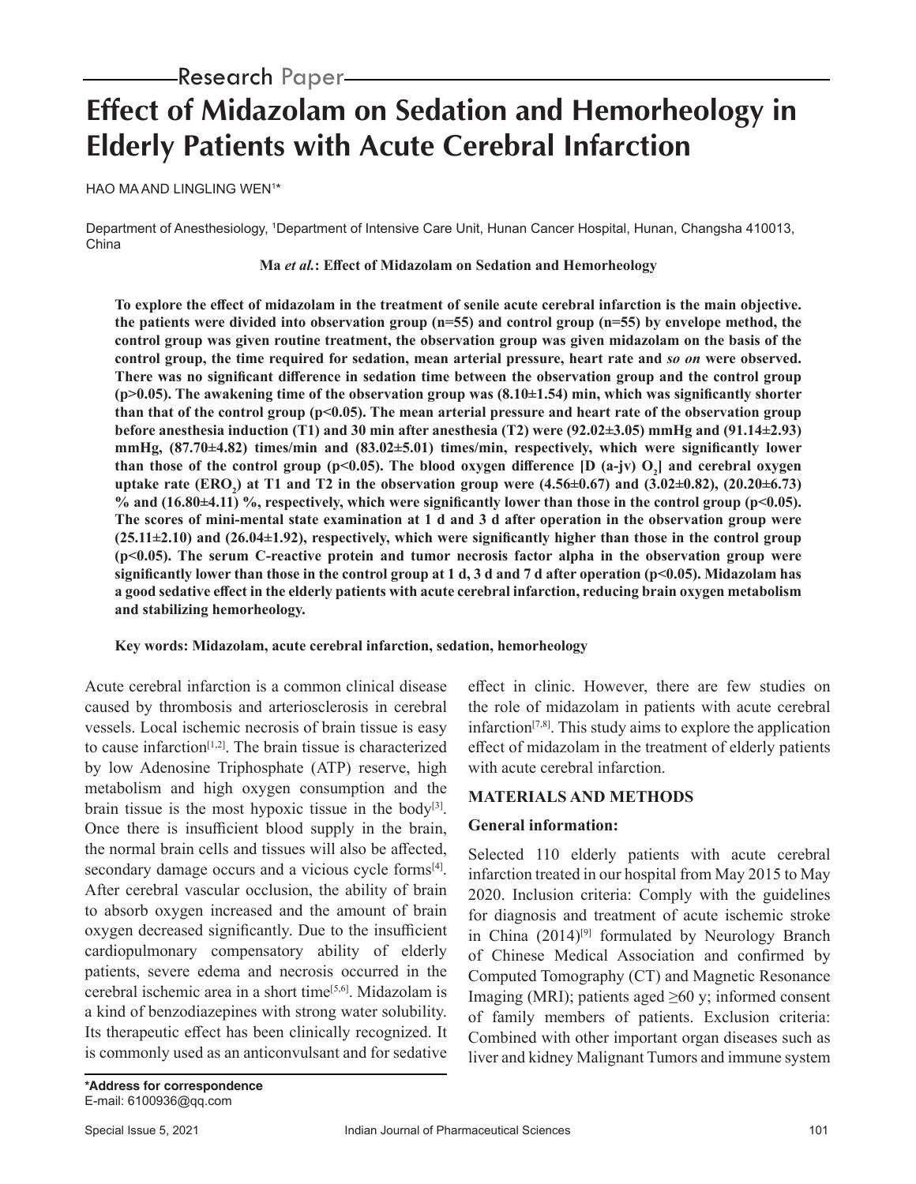Research Paper

# Effect of Midazolam on Sedation and Hemorheology in Elderly Patients with Acute Cerebral Infarction

HAO MA AND LINGLING WEN[1]*

Department of Anesthesiology, [1]Department of Intensive Care Unit, Hunan Cancer Hospital, Hunan, Changsha 410013, China

**To explore the effect of midazolam in the treatment of senile acute cerebral infarction is the main objective. the patients were divided into observation group (n=55) and control group (n=55) by envelope method, the control group was given routine treatment, the observation group was given midazolam on the basis of the control group, the time required for sedation, mean arterial pressure, heart rate and *so on* were observed. There was no significant difference in sedation time between the observation group and the control group ($p>0.05$). The awakening time of the observation group was (8.10±1.54) min, which was significantly shorter than that of the control group ($p<0.05$). The mean arterial pressure and heart rate of the observation group before anesthesia induction (T1) and 30 min after anesthesia (T2) were (92.02±3.05) mmHg and (91.14±2.93) mmHg, (87.70±4.82) times/min and (83.02±5.01) times/min, respectively, which were significantly lower than those of the control group ($p<0.05$). The blood oxygen difference [D (a-jv) $O_2$] and cerebral oxygen uptake rate ($ERO_2$) at T1 and T2 in the observation group were (4.56±0.67) and (3.02±0.82), (20.20±6.73) % and (16.80±4.11) %, respectively, which were significantly lower than those in the control group ($p<0.05$). The scores of mini-mental state examination at 1 d and 3 d after operation in the observation group were (25.11±2.10) and (26.04±1.92), respectively, which were significantly higher than those in the control group ($p<0.05$). The serum C-reactive protein and tumor necrosis factor alpha in the observation group were significantly lower than those in the control group at 1 d, 3 d and 7 d after operation ($p<0.05$). Midazolam has a good sedative effect in the elderly patients with acute cerebral infarction, reducing brain oxygen metabolism and stabilizing hemorheology.**

**Key words: Midazolam, acute cerebral infarction, sedation, hemorheology**

Acute cerebral infarction is a common clinical disease caused by thrombosis and arteriosclerosis in cerebral vessels. Local ischemic necrosis of brain tissue is easy to cause infarction[1,2]. The brain tissue is characterized by low Adenosine Triphosphate (ATP) reserve, high metabolism and high oxygen consumption and the brain tissue is the most hypoxic tissue in the body[3]. Once there is insufficient blood supply in the brain, the normal brain cells and tissues will also be affected, secondary damage occurs and a vicious cycle forms[4]. After cerebral vascular occlusion, the ability of brain to absorb oxygen increased and the amount of brain oxygen decreased significantly. Due to the insufficient cardiopulmonary compensatory ability of elderly patients, severe edema and necrosis occurred in the cerebral ischemic area in a short time[5,6]. Midazolam is a kind of benzodiazepines with strong water solubility. Its therapeutic effect has been clinically recognized. It is commonly used as an anticonvulsant and for sedative effect in clinic. However, there are few studies on the role of midazolam in patients with acute cerebral infarction[7,8]. This study aims to explore the application effect of midazolam in the treatment of elderly patients with acute cerebral infarction.

## MATERIALS AND METHODS

### General information:

Selected 110 elderly patients with acute cerebral infarction treated in our hospital from May 2015 to May 2020. Inclusion criteria: Comply with the guidelines for diagnosis and treatment of acute ischemic stroke in China (2014)[9] formulated by Neurology Branch of Chinese Medical Association and confirmed by Computed Tomography (CT) and Magnetic Resonance Imaging (MRI); patients aged ≥60 y; informed consent of family members of patients. Exclusion criteria: Combined with other important organ diseases such as liver and kidney Malignant Tumors and immune system

*Address for correspondence
E-mail: 6100936@qq.com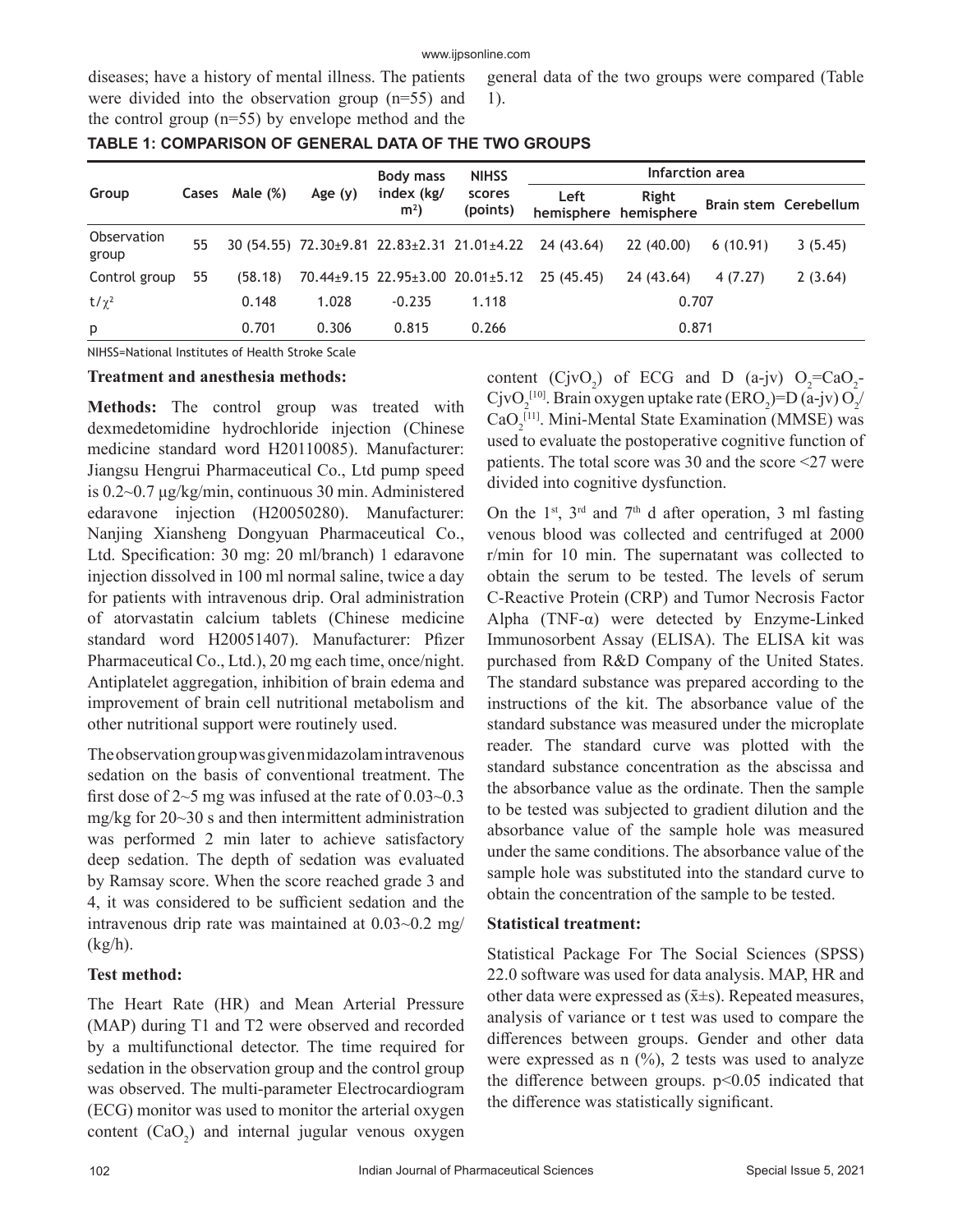diseases; have a history of mental illness. The patients were divided into the observation group (n=55) and the control group (n=55) by envelope method and the general data of the two groups were compared (Table 1).

**TABLE 1: COMPARISON OF GENERAL DATA OF THE TWO GROUPS**

| Group | Cases | Male (%) | Age (y) | Body mass index (kg/$m^2$) | NIHSS scores (points) | Infarction area | | | |
|---|---|---|---|---|---|---|---|---|---|
| | | | | | | Left hemisphere | Right hemisphere | Brain stem | Cerebellum |
| Observation group | 55 | 30 (54.55) | 72.30±9.81 | 22.83±2.31 | 21.01±4.22 | 24 (43.64) | 22 (40.00) | 6 (10.91) | 3 (5.45) |
| Control group | 55 | (58.18) | 70.44±9.15 | 22.95±3.00 | 20.01±5.12 | 25 (45.45) | 24 (43.64) | 4 (7.27) | 2 (3.64) |
| $t/\chi^2$ | | 0.148 | 1.028 | -0.235 | 1.118 | 0.707 | | | |
| p | | 0.701 | 0.306 | 0.815 | 0.266 | 0.871 | | | |

NIHSS=National Institutes of Health Stroke Scale

**Treatment and anesthesia methods:**

**Methods:** The control group was treated with dexmedetomidine hydrochloride injection (Chinese medicine standard word H20110085). Manufacturer: Jiangsu Hengrui Pharmaceutical Co., Ltd pump speed is 0.2~0.7 µg/kg/min, continuous 30 min. Administered edaravone injection (H20050280). Manufacturer: Nanjing Xiansheng Dongyuan Pharmaceutical Co., Ltd. Specification: 30 mg: 20 ml/branch) 1 edaravone injection dissolved in 100 ml normal saline, twice a day for patients with intravenous drip. Oral administration of atorvastatin calcium tablets (Chinese medicine standard word H20051407). Manufacturer: Pfizer Pharmaceutical Co., Ltd.), 20 mg each time, once/night. Antiplatelet aggregation, inhibition of brain edema and improvement of brain cell nutritional metabolism and other nutritional support were routinely used.

The observation group was given midazolam intravenous sedation on the basis of conventional treatment. The first dose of 2~5 mg was infused at the rate of 0.03~0.3 mg/kg for 20~30 s and then intermittent administration was performed 2 min later to achieve satisfactory deep sedation. The depth of sedation was evaluated by Ramsay score. When the score reached grade 3 and 4, it was considered to be sufficient sedation and the intravenous drip rate was maintained at 0.03~0.2 mg/(kg/h).

**Test method:**

The Heart Rate (HR) and Mean Arterial Pressure (MAP) during T1 and T2 were observed and recorded by a multifunctional detector. The time required for sedation in the observation group and the control group was observed. The multi-parameter Electrocardiogram (ECG) monitor was used to monitor the arterial oxygen content ($CaO_2$) and internal jugular venous oxygen content ($CjvO_2$) of ECG and D (a-jv) $O_2$=$CaO_2$-$CjvO_2$[10]. Brain oxygen uptake rate ($ERO_2$)=D (a-jv) $O_2$/$CaO_2$[11]. Mini-Mental State Examination (MMSE) was used to evaluate the postoperative cognitive function of patients. The total score was 30 and the score <27 were divided into cognitive dysfunction.

On the 1st, 3rd and 7th d after operation, 3 ml fasting venous blood was collected and centrifuged at 2000 r/min for 10 min. The supernatant was collected to obtain the serum to be tested. The levels of serum C-Reactive Protein (CRP) and Tumor Necrosis Factor Alpha (TNF-α) were detected by Enzyme-Linked Immunosorbent Assay (ELISA). The ELISA kit was purchased from R&D Company of the United States. The standard substance was prepared according to the instructions of the kit. The absorbance value of the standard substance was measured under the microplate reader. The standard curve was plotted with the standard substance concentration as the abscissa and the absorbance value as the ordinate. Then the sample to be tested was subjected to gradient dilution and the absorbance value of the sample hole was measured under the same conditions. The absorbance value of the sample hole was substituted into the standard curve to obtain the concentration of the sample to be tested.

**Statistical treatment:**

Statistical Package For The Social Sciences (SPSS) 22.0 software was used for data analysis. MAP, HR and other data were expressed as ($\bar{x}$±s). Repeated measures, analysis of variance or t test was used to compare the differences between groups. Gender and other data were expressed as n (%), 2 tests was used to analyze the difference between groups. $p<0.05$ indicated that the difference was statistically significant.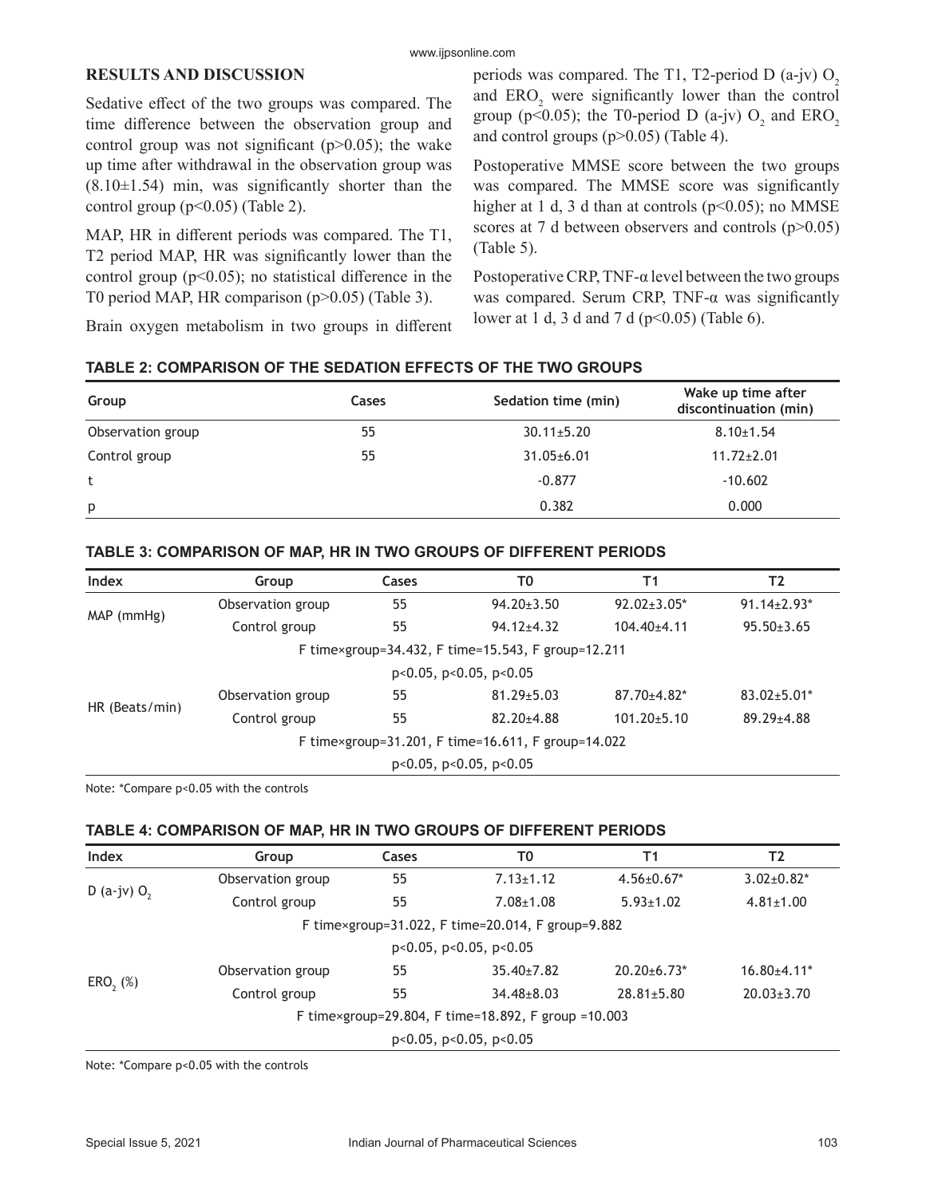## RESULTS AND DISCUSSION

Sedative effect of the two groups was compared. The time difference between the observation group and control group was not significant ($p>0.05$); the wake up time after withdrawal in the observation group was (8.10±1.54) min, was significantly shorter than the control group ($p<0.05$) (Table 2).

MAP, HR in different periods was compared. The T1, T2 period MAP, HR was significantly lower than the control group ($p<0.05$); no statistical difference in the T0 period MAP, HR comparison ($p>0.05$) (Table 3).

Brain oxygen metabolism in two groups in different periods was compared. The T1, T2-period D (a-jv) $O_2$ and $ERO_2$ were significantly lower than the control group ($p<0.05$); the T0-period D (a-jv) $O_2$ and $ERO_2$ and control groups ($p>0.05$) (Table 4).

Postoperative MMSE score between the two groups was compared. The MMSE score was significantly higher at 1 d, 3 d than at controls ($p<0.05$); no MMSE scores at 7 d between observers and controls ($p>0.05$) (Table 5).

Postoperative CRP, TNF-α level between the two groups was compared. Serum CRP, TNF-α was significantly lower at 1 d, 3 d and 7 d ($p<0.05$) (Table 6).

**TABLE 2: COMPARISON OF THE SEDATION EFFECTS OF THE TWO GROUPS**

| Group | Cases | Sedation time (min) | Wake up time after discontinuation (min) |
|---|---|---|---|
| Observation group | 55 | 30.11±5.20 | 8.10±1.54 |
| Control group | 55 | 31.05±6.01 | 11.72±2.01 |
| t | | -0.877 | -10.602 |
| p | | 0.382 | 0.000 |

**TABLE 3: COMPARISON OF MAP, HR IN TWO GROUPS OF DIFFERENT PERIODS**

| Index | Group | Cases | T0 | T1 | T2 |
|---|---|---|---|---|---|
| MAP (mmHg) | Observation group | 55 | 94.20±3.50 | 92.02±3.05* | 91.14±2.93* |
| | Control group | 55 | 94.12±4.32 | 104.40±4.11 | 95.50±3.65 |
| | F time×group=34.432, F time=15.543, F group=12.211 | | | | |
| | p<0.05, p<0.05, p<0.05 | | | | |
| HR (Beats/min) | Observation group | 55 | 81.29±5.03 | 87.70±4.82* | 83.02±5.01* |
| | Control group | 55 | 82.20±4.88 | 101.20±5.10 | 89.29±4.88 |
| | F time×group=31.201, F time=16.611, F group=14.022 | | | | |
| | p<0.05, p<0.05, p<0.05 | | | | |

Note: *Compare p<0.05 with the controls

**TABLE 4: COMPARISON OF MAP, HR IN TWO GROUPS OF DIFFERENT PERIODS**

| Index | Group | Cases | T0 | T1 | T2 |
|---|---|---|---|---|---|
| D (a-jv) $O_2$ | Observation group | 55 | 7.13±1.12 | 4.56±0.67* | 3.02±0.82* |
| | Control group | 55 | 7.08±1.08 | 5.93±1.02 | 4.81±1.00 |
| | F time×group=31.022, F time=20.014, F group=9.882 | | | | |
| | p<0.05, p<0.05, p<0.05 | | | | |
| $ERO_2$ (%) | Observation group | 55 | 35.40±7.82 | 20.20±6.73* | 16.80±4.11* |
| | Control group | 55 | 34.48±8.03 | 28.81±5.80 | 20.03±3.70 |
| | F time×group=29.804, F time=18.892, F group =10.003 | | | | |
| | p<0.05, p<0.05, p<0.05 | | | | |

Note: *Compare p<0.05 with the controls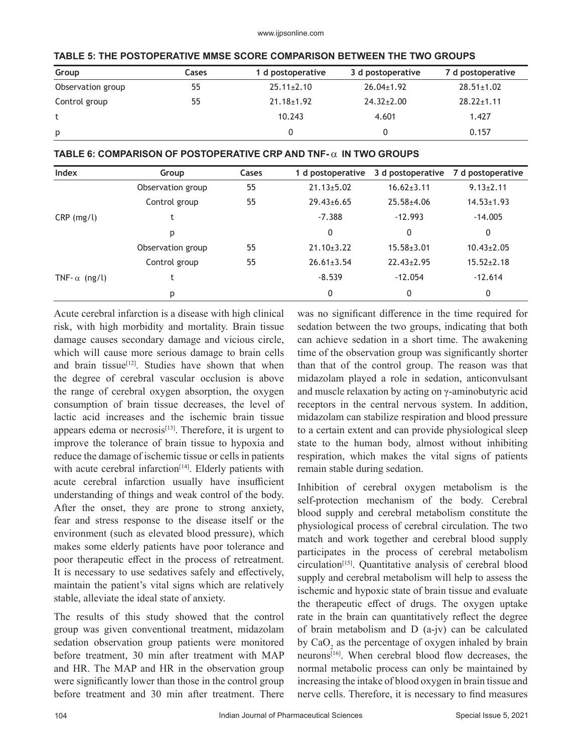**TABLE 5: THE POSTOPERATIVE MMSE SCORE COMPARISON BETWEEN THE TWO GROUPS**

| Group | Cases | 1 d postoperative | 3 d postoperative | 7 d postoperative |
|---|---|---|---|---|
| Observation group | 55 | 25.11±2.10 | 26.04±1.92 | 28.51±1.02 |
| Control group | 55 | 21.18±1.92 | 24.32±2.00 | 28.22±1.11 |
| t | | 10.243 | 4.601 | 1.427 |
| p | | 0 | 0 | 0.157 |

**TABLE 6: COMPARISON OF POSTOPERATIVE CRP AND TNF-α IN TWO GROUPS**

| Index | Group | Cases | 1 d postoperative | 3 d postoperative | 7 d postoperative |
|---|---|---|---|---|---|
| CRP (mg/l) | Observation group | 55 | 21.13±5.02 | 16.62±3.11 | 9.13±2.11 |
| | Control group | 55 | 29.43±6.65 | 25.58±4.06 | 14.53±1.93 |
| | t | | -7.388 | -12.993 | -14.005 |
| | p | | 0 | 0 | 0 |
| TNF-α (ng/l) | Observation group | 55 | 21.10±3.22 | 15.58±3.01 | 10.43±2.05 |
| | Control group | 55 | 26.61±3.54 | 22.43±2.95 | 15.52±2.18 |
| | t | | -8.539 | -12.054 | -12.614 |
| | p | | 0 | 0 | 0 |

Acute cerebral infarction is a disease with high clinical risk, with high morbidity and mortality. Brain tissue damage causes secondary damage and vicious circle, which will cause more serious damage to brain cells and brain tissue[12]. Studies have shown that when the degree of cerebral vascular occlusion is above the range of cerebral oxygen absorption, the oxygen consumption of brain tissue decreases, the level of lactic acid increases and the ischemic brain tissue appears edema or necrosis[13]. Therefore, it is urgent to improve the tolerance of brain tissue to hypoxia and reduce the damage of ischemic tissue or cells in patients with acute cerebral infarction[14]. Elderly patients with acute cerebral infarction usually have insufficient understanding of things and weak control of the body. After the onset, they are prone to strong anxiety, fear and stress response to the disease itself or the environment (such as elevated blood pressure), which makes some elderly patients have poor tolerance and poor therapeutic effect in the process of retreatment. It is necessary to use sedatives safely and effectively, maintain the patient's vital signs which are relatively stable, alleviate the ideal state of anxiety.

The results of this study showed that the control group was given conventional treatment, midazolam sedation observation group patients were monitored before treatment, 30 min after treatment with MAP and HR. The MAP and HR in the observation group were significantly lower than those in the control group before treatment and 30 min after treatment. There was no significant difference in the time required for sedation between the two groups, indicating that both can achieve sedation in a short time. The awakening time of the observation group was significantly shorter than that of the control group. The reason was that midazolam played a role in sedation, anticonvulsant and muscle relaxation by acting on γ-aminobutyric acid receptors in the central nervous system. In addition, midazolam can stabilize respiration and blood pressure to a certain extent and can provide physiological sleep state to the human body, almost without inhibiting respiration, which makes the vital signs of patients remain stable during sedation.

Inhibition of cerebral oxygen metabolism is the self-protection mechanism of the body. Cerebral blood supply and cerebral metabolism constitute the physiological process of cerebral circulation. The two match and work together and cerebral blood supply participates in the process of cerebral metabolism circulation[15]. Quantitative analysis of cerebral blood supply and cerebral metabolism will help to assess the ischemic and hypoxic state of brain tissue and evaluate the therapeutic effect of drugs. The oxygen uptake rate in the brain can quantitatively reflect the degree of brain metabolism and D (a-jv) can be calculated by $CaO_2$ as the percentage of oxygen inhaled by brain neurons[16]. When cerebral blood flow decreases, the normal metabolic process can only be maintained by increasing the intake of blood oxygen in brain tissue and nerve cells. Therefore, it is necessary to find measures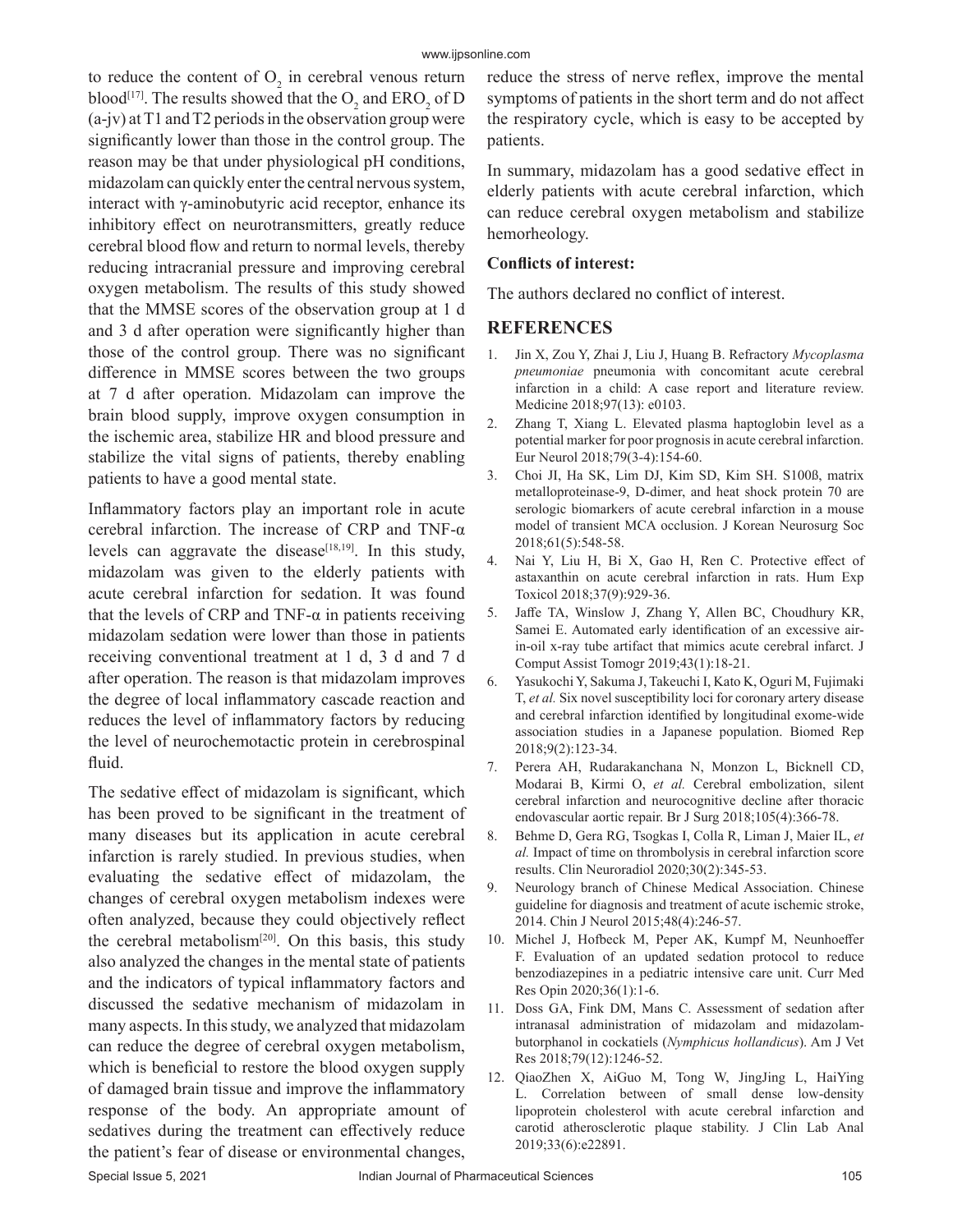to reduce the content of $O_2$ in cerebral venous return blood[17]. The results showed that the $O_2$ and $ERO_2$ of D (a-jv) at T1 and T2 periods in the observation group were significantly lower than those in the control group. The reason may be that under physiological pH conditions, midazolam can quickly enter the central nervous system, interact with γ-aminobutyric acid receptor, enhance its inhibitory effect on neurotransmitters, greatly reduce cerebral blood flow and return to normal levels, thereby reducing intracranial pressure and improving cerebral oxygen metabolism. The results of this study showed that the MMSE scores of the observation group at 1 d and 3 d after operation were significantly higher than those of the control group. There was no significant difference in MMSE scores between the two groups at 7 d after operation. Midazolam can improve the brain blood supply, improve oxygen consumption in the ischemic area, stabilize HR and blood pressure and stabilize the vital signs of patients, thereby enabling patients to have a good mental state.

Inflammatory factors play an important role in acute cerebral infarction. The increase of CRP and TNF-α levels can aggravate the disease[18,19]. In this study, midazolam was given to the elderly patients with acute cerebral infarction for sedation. It was found that the levels of CRP and TNF-α in patients receiving midazolam sedation were lower than those in patients receiving conventional treatment at 1 d, 3 d and 7 d after operation. The reason is that midazolam improves the degree of local inflammatory cascade reaction and reduces the level of inflammatory factors by reducing the level of neurochemotactic protein in cerebrospinal fluid.

The sedative effect of midazolam is significant, which has been proved to be significant in the treatment of many diseases but its application in acute cerebral infarction is rarely studied. In previous studies, when evaluating the sedative effect of midazolam, the changes of cerebral oxygen metabolism indexes were often analyzed, because they could objectively reflect the cerebral metabolism[20]. On this basis, this study also analyzed the changes in the mental state of patients and the indicators of typical inflammatory factors and discussed the sedative mechanism of midazolam in many aspects. In this study, we analyzed that midazolam can reduce the degree of cerebral oxygen metabolism, which is beneficial to restore the blood oxygen supply of damaged brain tissue and improve the inflammatory response of the body. An appropriate amount of sedatives during the treatment can effectively reduce the patient's fear of disease or environmental changes, reduce the stress of nerve reflex, improve the mental symptoms of patients in the short term and do not affect the respiratory cycle, which is easy to be accepted by patients.

In summary, midazolam has a good sedative effect in elderly patients with acute cerebral infarction, which can reduce cerebral oxygen metabolism and stabilize hemorheology.

**Conflicts of interest:**

The authors declared no conflict of interest.

## REFERENCES

1. Jin X, Zou Y, Zhai J, Liu J, Huang B. Refractory *Mycoplasma pneumoniae* pneumonia with concomitant acute cerebral infarction in a child: A case report and literature review. Medicine 2018;97(13): e0103.
2. Zhang T, Xiang L. Elevated plasma haptoglobin level as a potential marker for poor prognosis in acute cerebral infarction. Eur Neurol 2018;79(3-4):154-60.
3. Choi JI, Ha SK, Lim DJ, Kim SD, Kim SH. S100ß, matrix metalloproteinase-9, D-dimer, and heat shock protein 70 are serologic biomarkers of acute cerebral infarction in a mouse model of transient MCA occlusion. J Korean Neurosurg Soc 2018;61(5):548-58.
4. Nai Y, Liu H, Bi X, Gao H, Ren C. Protective effect of astaxanthin on acute cerebral infarction in rats. Hum Exp Toxicol 2018;37(9):929-36.
5. Jaffe TA, Winslow J, Zhang Y, Allen BC, Choudhury KR, Samei E. Automated early identification of an excessive air-in-oil x-ray tube artifact that mimics acute cerebral infarct. J Comput Assist Tomogr 2019;43(1):18-21.
6. Yasukochi Y, Sakuma J, Takeuchi I, Kato K, Oguri M, Fujimaki T, *et al.* Six novel susceptibility loci for coronary artery disease and cerebral infarction identified by longitudinal exome-wide association studies in a Japanese population. Biomed Rep 2018;9(2):123-34.
7. Perera AH, Rudarakanchana N, Monzon L, Bicknell CD, Modarai B, Kirmi O, *et al.* Cerebral embolization, silent cerebral infarction and neurocognitive decline after thoracic endovascular aortic repair. Br J Surg 2018;105(4):366-78.
8. Behme D, Gera RG, Tsogkas I, Colla R, Liman J, Maier IL, *et al.* Impact of time on thrombolysis in cerebral infarction score results. Clin Neuroradiol 2020;30(2):345-53.
9. Neurology branch of Chinese Medical Association. Chinese guideline for diagnosis and treatment of acute ischemic stroke, 2014. Chin J Neurol 2015;48(4):246-57.
10. Michel J, Hofbeck M, Peper AK, Kumpf M, Neunhoeffer F. Evaluation of an updated sedation protocol to reduce benzodiazepines in a pediatric intensive care unit. Curr Med Res Opin 2020;36(1):1-6.
11. Doss GA, Fink DM, Mans C. Assessment of sedation after intranasal administration of midazolam and midazolam-butorphanol in cockatiels (*Nymphicus hollandicus*). Am J Vet Res 2018;79(12):1246-52.
12. QiaoZhen X, AiGuo M, Tong W, JingJing L, HaiYing L. Correlation between of small dense low-density lipoprotein cholesterol with acute cerebral infarction and carotid atherosclerotic plaque stability. J Clin Lab Anal 2019;33(6):e22891.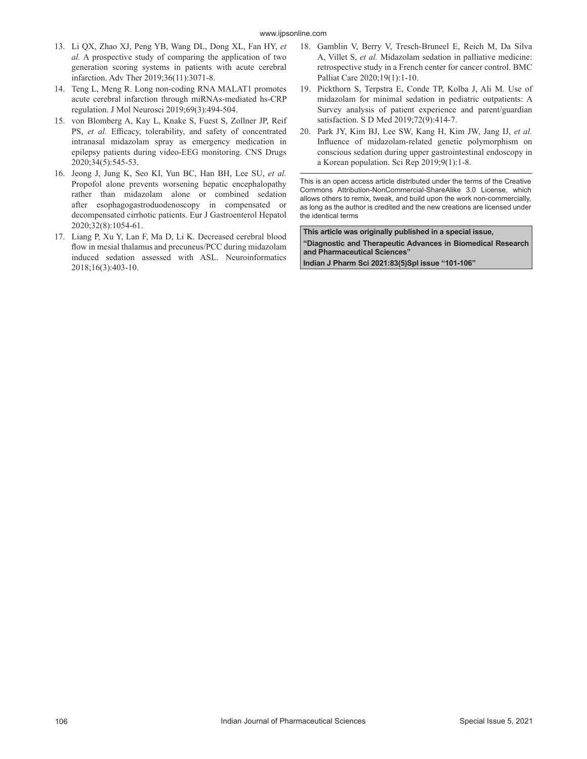13. Li QX, Zhao XJ, Peng YB, Wang DL, Dong XL, Fan HY, *et al.* A prospective study of comparing the application of two generation scoring systems in patients with acute cerebral infarction. Adv Ther 2019;36(11):3071-8.
14. Teng L, Meng R. Long non-coding RNA MALAT1 promotes acute cerebral infarction through miRNAs-mediated hs-CRP regulation. J Mol Neurosci 2019;69(3):494-504.
15. von Blomberg A, Kay L, Knake S, Fuest S, Zollner JP, Reif PS, *et al.* Efficacy, tolerability, and safety of concentrated intranasal midazolam spray as emergency medication in epilepsy patients during video-EEG monitoring. CNS Drugs 2020;34(5):545-53.
16. Jeong J, Jung K, Seo KI, Yun BC, Han BH, Lee SU, *et al.* Propofol alone prevents worsening hepatic encephalopathy rather than midazolam alone or combined sedation after esophagogastroduodenoscopy in compensated or decompensated cirrhotic patients. Eur J Gastroenterol Hepatol 2020;32(8):1054-61.
17. Liang P, Xu Y, Lan F, Ma D, Li K. Decreased cerebral blood flow in mesial thalamus and precuneus/PCC during midazolam induced sedation assessed with ASL. Neuroinformatics 2018;16(3):403-10.
18. Gamblin V, Berry V, Tresch-Bruneel E, Reich M, Da Silva A, Villet S, *et al.* Midazolam sedation in palliative medicine: retrospective study in a French center for cancer control. BMC Palliat Care 2020;19(1):1-10.
19. Pickthorn S, Terpstra E, Conde TP, Kolba J, Ali M. Use of midazolam for minimal sedation in pediatric outpatients: A Survey analysis of patient experience and parent/guardian satisfaction. S D Med 2019;72(9):414-7.
20. Park JY, Kim BJ, Lee SW, Kang H, Kim JW, Jang IJ, *et al.* Influence of midazolam-related genetic polymorphism on conscious sedation during upper gastrointestinal endoscopy in a Korean population. Sci Rep 2019;9(1):1-8.

This is an open access article distributed under the terms of the Creative Commons Attribution-NonCommercial-ShareAlike 3.0 License, which allows others to remix, tweak, and build upon the work non-commercially, as long as the author is credited and the new creations are licensed under the identical terms

**This article was originally published in a special issue, "Diagnostic and Therapeutic Advances in Biomedical Research and Pharmaceutical Sciences"**
**Indian J Pharm Sci 2021:83(5)Spl issue "101-106"**